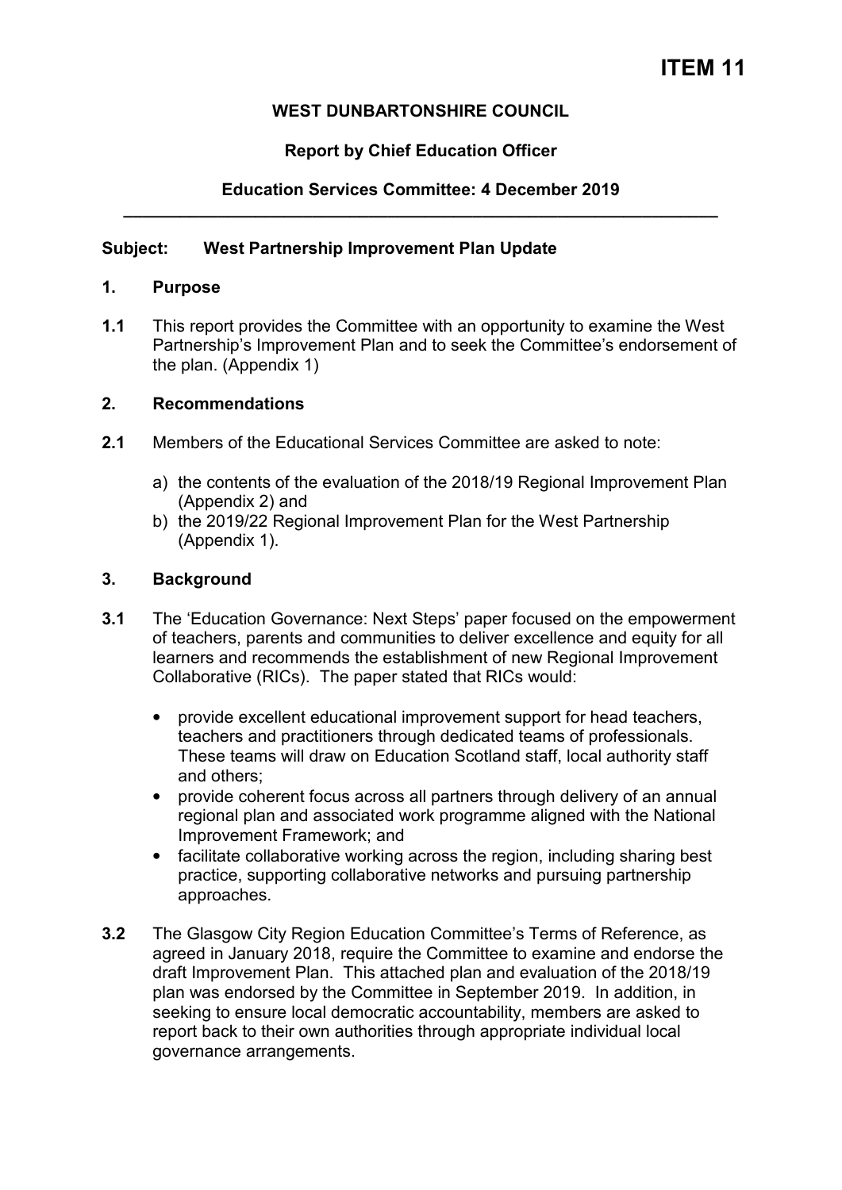# ITEM 11

**WEST DUNBARTONSHIRE COUNCIL**

**Report by Chief Education Officer**

**Education Services Committee: 4 December 2019**

---

**Subject: West Partnership Improvement Plan Update**

## 1. Purpose

**1.1** This report provides the Committee with an opportunity to examine the West Partnership's Improvement Plan and to seek the Committee's endorsement of the plan. (Appendix 1)

## 2. Recommendations

**2.1** Members of the Educational Services Committee are asked to note:

a) the contents of the evaluation of the 2018/19 Regional Improvement Plan (Appendix 2) and
b) the 2019/22 Regional Improvement Plan for the West Partnership (Appendix 1).

## 3. Background

**3.1** The 'Education Governance: Next Steps' paper focused on the empowerment of teachers, parents and communities to deliver excellence and equity for all learners and recommends the establishment of new Regional Improvement Collaborative (RICs). The paper stated that RICs would:

- provide excellent educational improvement support for head teachers, teachers and practitioners through dedicated teams of professionals. These teams will draw on Education Scotland staff, local authority staff and others;
- provide coherent focus across all partners through delivery of an annual regional plan and associated work programme aligned with the National Improvement Framework; and
- facilitate collaborative working across the region, including sharing best practice, supporting collaborative networks and pursuing partnership approaches.

**3.2** The Glasgow City Region Education Committee's Terms of Reference, as agreed in January 2018, require the Committee to examine and endorse the draft Improvement Plan. This attached plan and evaluation of the 2018/19 plan was endorsed by the Committee in September 2019. In addition, in seeking to ensure local democratic accountability, members are asked to report back to their own authorities through appropriate individual local governance arrangements.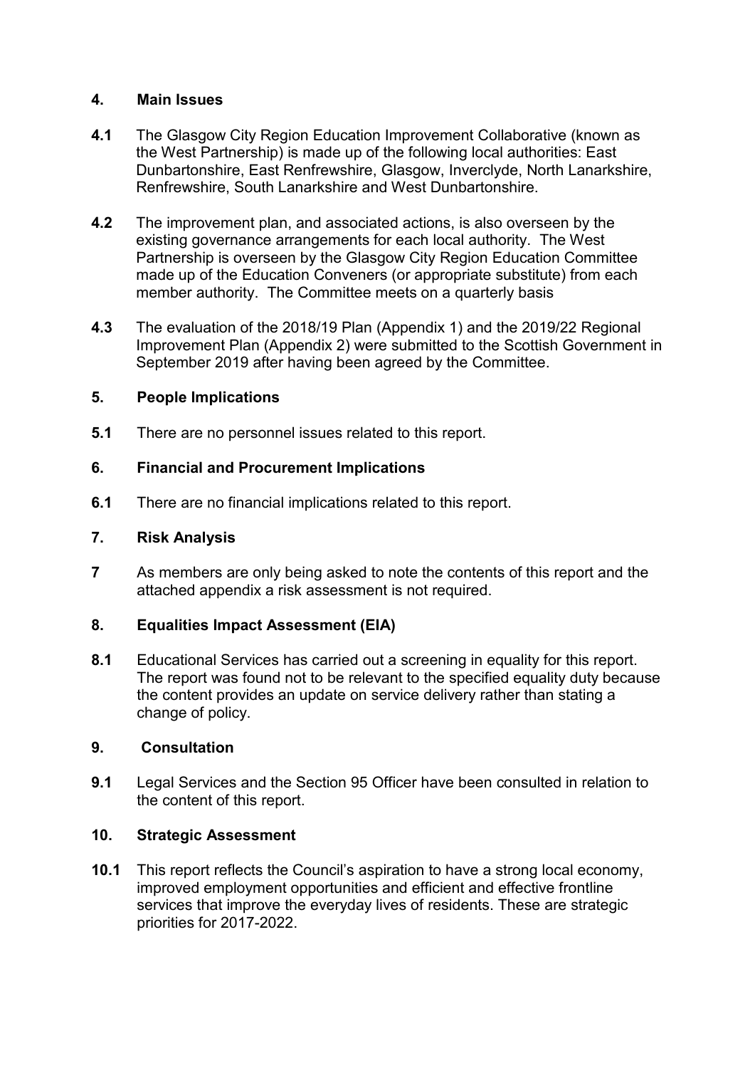## 4. Main Issues

**4.1** The Glasgow City Region Education Improvement Collaborative (known as the West Partnership) is made up of the following local authorities: East Dunbartonshire, East Renfrewshire, Glasgow, Inverclyde, North Lanarkshire, Renfrewshire, South Lanarkshire and West Dunbartonshire.

**4.2** The improvement plan, and associated actions, is also overseen by the existing governance arrangements for each local authority. The West Partnership is overseen by the Glasgow City Region Education Committee made up of the Education Conveners (or appropriate substitute) from each member authority. The Committee meets on a quarterly basis

**4.3** The evaluation of the 2018/19 Plan (Appendix 1) and the 2019/22 Regional Improvement Plan (Appendix 2) were submitted to the Scottish Government in September 2019 after having been agreed by the Committee.

## 5. People Implications

**5.1** There are no personnel issues related to this report.

## 6. Financial and Procurement Implications

**6.1** There are no financial implications related to this report.

## 7. Risk Analysis

**7** As members are only being asked to note the contents of this report and the attached appendix a risk assessment is not required.

## 8. Equalities Impact Assessment (EIA)

**8.1** Educational Services has carried out a screening in equality for this report. The report was found not to be relevant to the specified equality duty because the content provides an update on service delivery rather than stating a change of policy.

## 9. Consultation

**9.1** Legal Services and the Section 95 Officer have been consulted in relation to the content of this report.

## 10. Strategic Assessment

**10.1** This report reflects the Council's aspiration to have a strong local economy, improved employment opportunities and efficient and effective frontline services that improve the everyday lives of residents. These are strategic priorities for 2017-2022.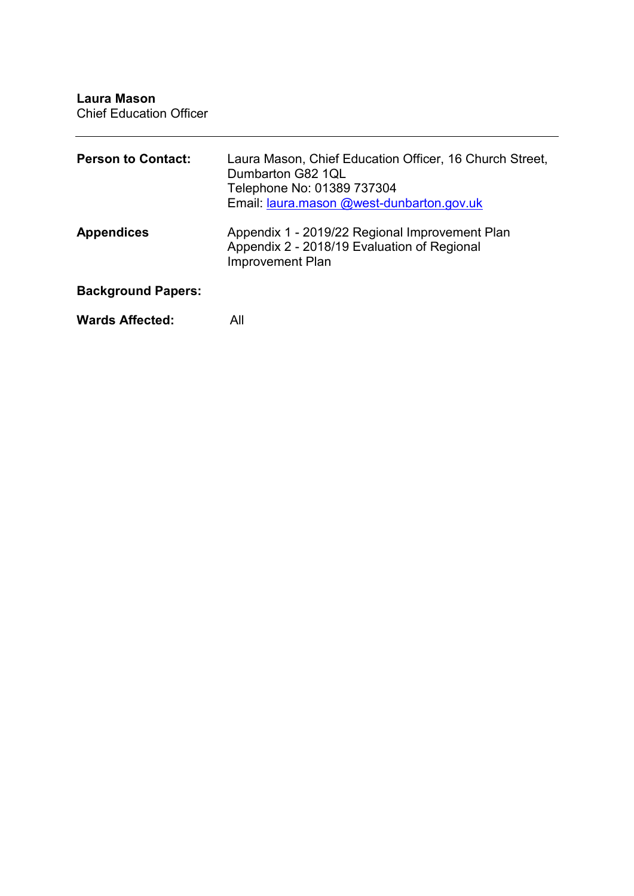**Laura Mason**
Chief Education Officer

---

| | |
|---|---|
| **Person to Contact:** | Laura Mason, Chief Education Officer, 16 Church Street, Dumbarton G82 1QL<br>Telephone No: 01389 737304<br>Email: laura.mason @west-dunbarton.gov.uk |
| **Appendices** | Appendix 1 - 2019/22 Regional Improvement Plan<br>Appendix 2 - 2018/19 Evaluation of Regional Improvement Plan |
| **Background Papers:** | |
| **Wards Affected:** | All |